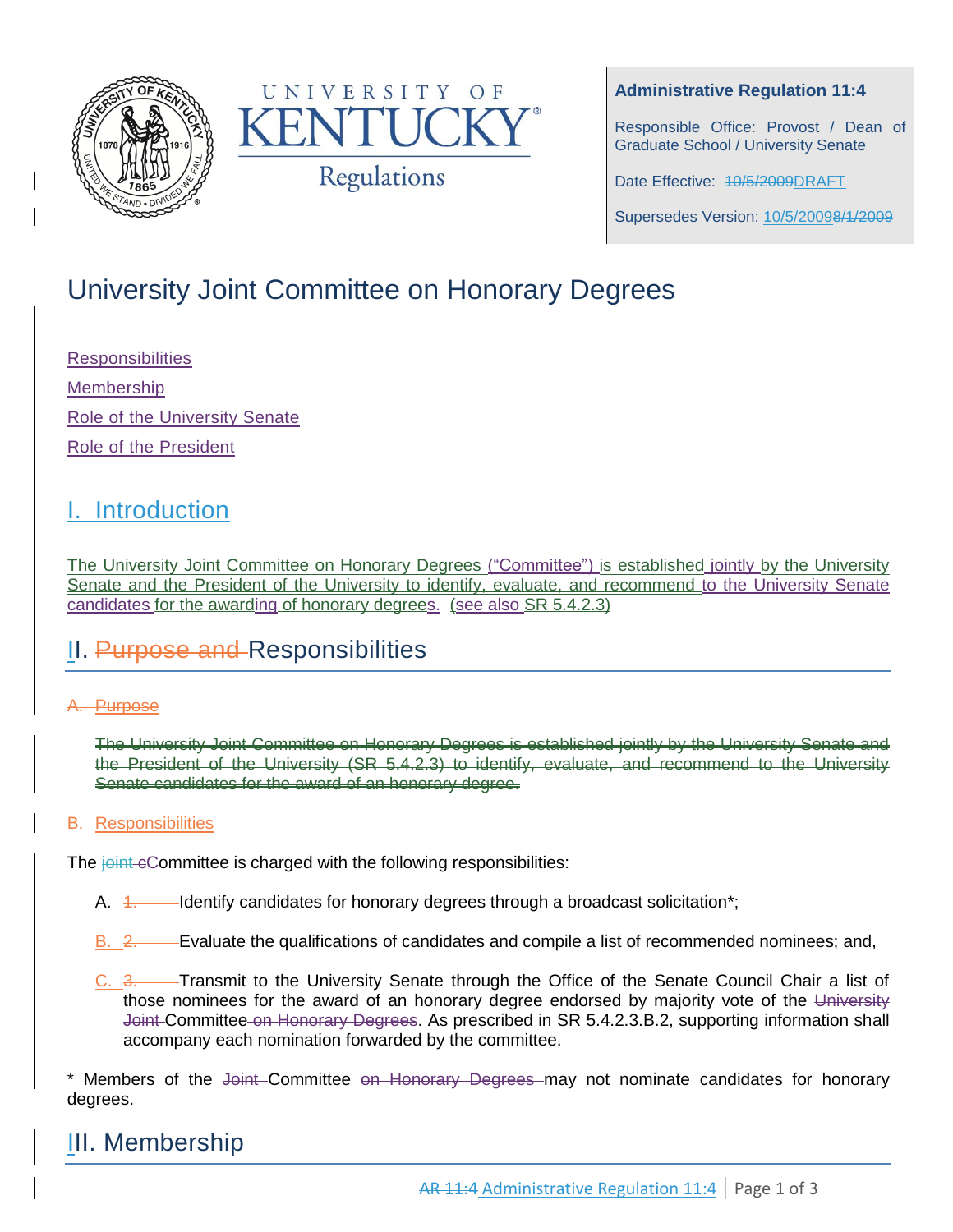**Administrative Regulation 11:4**

Responsible Office: Provost / Dean of Graduate School / University Senate

Date Effective: ~~10/5/2009~~DRAFT

Supersedes Version: 10/5/2009~~8/1/2009~~

# University Joint Committee on Honorary Degrees

Responsibilities

Membership

Role of the University Senate

Role of the President

## I. Introduction

The University Joint Committee on Honorary Degrees ("Committee") is established jointly by the University Senate and the President of the University to identify, evaluate, and recommend to the University Senate candidates for the awarding of honorary degrees. (see also SR 5.4.2.3)

## II. ~~Purpose and~~ Responsibilities

~~A. Purpose~~

~~The University Joint Committee on Honorary Degrees is established jointly by the University Senate and the President of the University (SR 5.4.2.3) to identify, evaluate, and recommend to the University Senate candidates for the award of an honorary degree.~~

~~B. Responsibilities~~

The ~~joint c~~Committee is charged with the following responsibilities:

A. ~~1.~~ Identify candidates for honorary degrees through a broadcast solicitation*;

B. ~~2.~~ Evaluate the qualifications of candidates and compile a list of recommended nominees; and,

C. ~~3.~~ Transmit to the University Senate through the Office of the Senate Council Chair a list of those nominees for the award of an honorary degree endorsed by majority vote of the ~~University Joint~~ Committee ~~on Honorary Degrees~~. As prescribed in SR 5.4.2.3.B.2, supporting information shall accompany each nomination forwarded by the committee.

* Members of the ~~Joint~~ Committee ~~on Honorary Degrees~~ may not nominate candidates for honorary degrees.

## III. Membership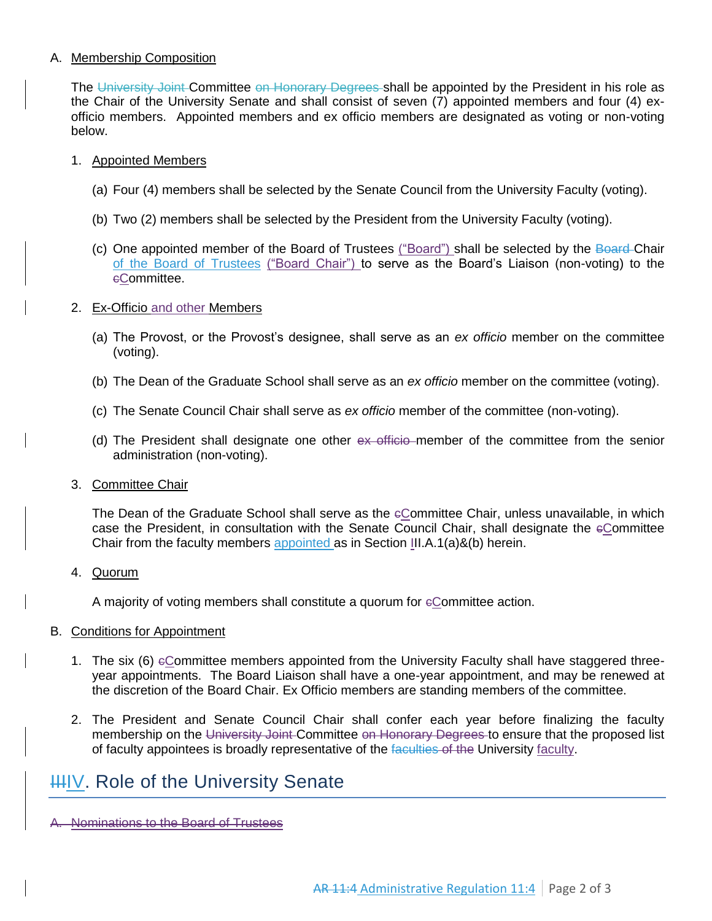A. Membership Composition

The ~~University Joint~~ Committee ~~on Honorary Degrees~~ shall be appointed by the President in his role as the Chair of the University Senate and shall consist of seven (7) appointed members and four (4) ex-officio members. Appointed members and ex officio members are designated as voting or non-voting below.

1. Appointed Members

   (a) Four (4) members shall be selected by the Senate Council from the University Faculty (voting).

   (b) Two (2) members shall be selected by the President from the University Faculty (voting).

   (c) One appointed member of the Board of Trustees ("Board") shall be selected by the ~~Board~~ Chair of the Board of Trustees ("Board Chair") to serve as the Board's Liaison (non-voting) to the ~~c~~Committee.

2. Ex-Officio and other Members

   (a) The Provost, or the Provost's designee, shall serve as an *ex officio* member on the committee (voting).

   (b) The Dean of the Graduate School shall serve as an *ex officio* member on the committee (voting).

   (c) The Senate Council Chair shall serve as *ex officio* member of the committee (non-voting).

   (d) The President shall designate one other ~~ex officio~~ member of the committee from the senior administration (non-voting).

3. Committee Chair

   The Dean of the Graduate School shall serve as the ~~c~~Committee Chair, unless unavailable, in which case the President, in consultation with the Senate Council Chair, shall designate the ~~c~~Committee Chair from the faculty members appointed as in Section III.A.1(a)&(b) herein.

4. Quorum

   A majority of voting members shall constitute a quorum for ~~c~~Committee action.

B. Conditions for Appointment

1. The six (6) ~~c~~Committee members appointed from the University Faculty shall have staggered three-year appointments. The Board Liaison shall have a one-year appointment, and may be renewed at the discretion of the Board Chair. Ex Officio members are standing members of the committee.

2. The President and Senate Council Chair shall confer each year before finalizing the faculty membership on the ~~University Joint~~ Committee ~~on Honorary Degrees~~ to ensure that the proposed list of faculty appointees is broadly representative of the ~~faculties of the~~ University faculty.

## ~~III~~IV. Role of the University Senate

~~A. Nominations to the Board of Trustees~~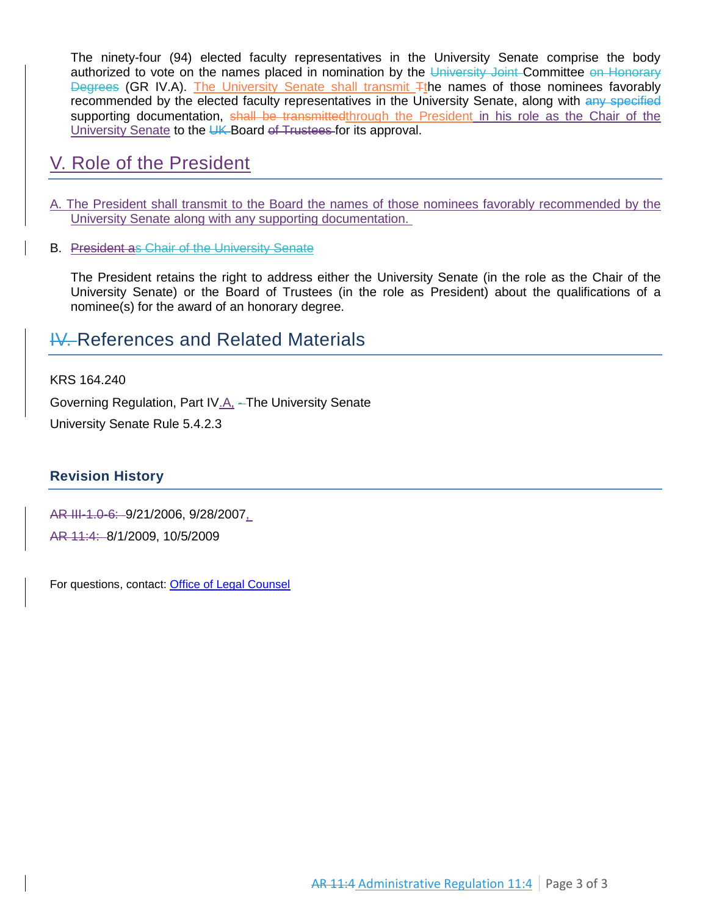The ninety-four (94) elected faculty representatives in the University Senate comprise the body authorized to vote on the names placed in nomination by the ~~University Joint~~ Committee ~~on Honorary Degrees~~ (GR IV.A). The University Senate shall transmit ~~T~~the names of those nominees favorably recommended by the elected faculty representatives in the University Senate, along with ~~any specified~~ supporting documentation, ~~shall be transmitted~~through the President in his role as the Chair of the University Senate to the ~~UK~~ Board ~~of Trustees~~ for its approval.

## V. Role of the President

A. The President shall transmit to the Board the names of those nominees favorably recommended by the University Senate along with any supporting documentation.

B. ~~President as Chair of the University Senate~~

The President retains the right to address either the University Senate (in the role as the Chair of the University Senate) or the Board of Trustees (in the role as President) about the qualifications of a nominee(s) for the award of an honorary degree.

## ~~IV.~~ References and Related Materials

KRS 164.240

Governing Regulation, Part IV.A, ~~-~~The University Senate

University Senate Rule 5.4.2.3

### Revision History

~~AR III-1.0-6:~~ 9/21/2006, 9/28/2007,

~~AR 11:4:~~ 8/1/2009, 10/5/2009

For questions, contact: Office of Legal Counsel